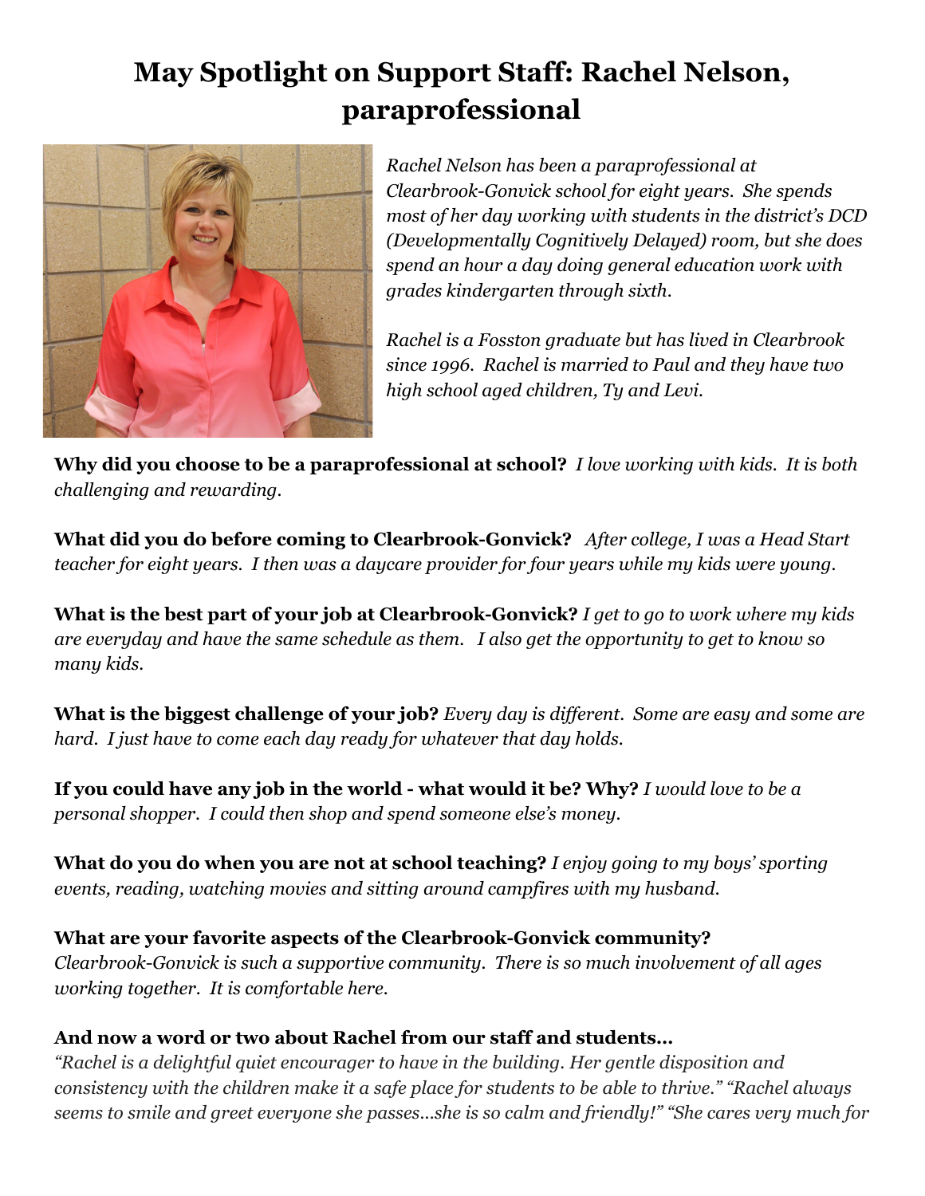# May Spotlight on Support Staff: Rachel Nelson, paraprofessional

*Rachel Nelson has been a paraprofessional at Clearbrook-Gonvick school for eight years. She spends most of her day working with students in the district's DCD (Developmentally Cognitively Delayed) room, but she does spend an hour a day doing general education work with grades kindergarten through sixth.*

*Rachel is a Fosston graduate but has lived in Clearbrook since 1996. Rachel is married to Paul and they have two high school aged children, Ty and Levi.*

**Why did you choose to be a paraprofessional at school?** *I love working with kids. It is both challenging and rewarding.*

**What did you do before coming to Clearbrook-Gonvick?** *After college, I was a Head Start teacher for eight years. I then was a daycare provider for four years while my kids were young.*

**What is the best part of your job at Clearbrook-Gonvick?** *I get to go to work where my kids are everyday and have the same schedule as them. I also get the opportunity to get to know so many kids.*

**What is the biggest challenge of your job?** *Every day is different. Some are easy and some are hard. I just have to come each day ready for whatever that day holds.*

**If you could have any job in the world - what would it be? Why?** *I would love to be a personal shopper. I could then shop and spend someone else's money.*

**What do you do when you are not at school teaching?** *I enjoy going to my boys' sporting events, reading, watching movies and sitting around campfires with my husband.*

**What are your favorite aspects of the Clearbrook-Gonvick community?**
*Clearbrook-Gonvick is such a supportive community. There is so much involvement of all ages working together. It is comfortable here.*

**And now a word or two about Rachel from our staff and students...**
*"Rachel is a delightful quiet encourager to have in the building. Her gentle disposition and consistency with the children make it a safe place for students to be able to thrive." "Rachel always seems to smile and greet everyone she passes...she is so calm and friendly!" "She cares very much for*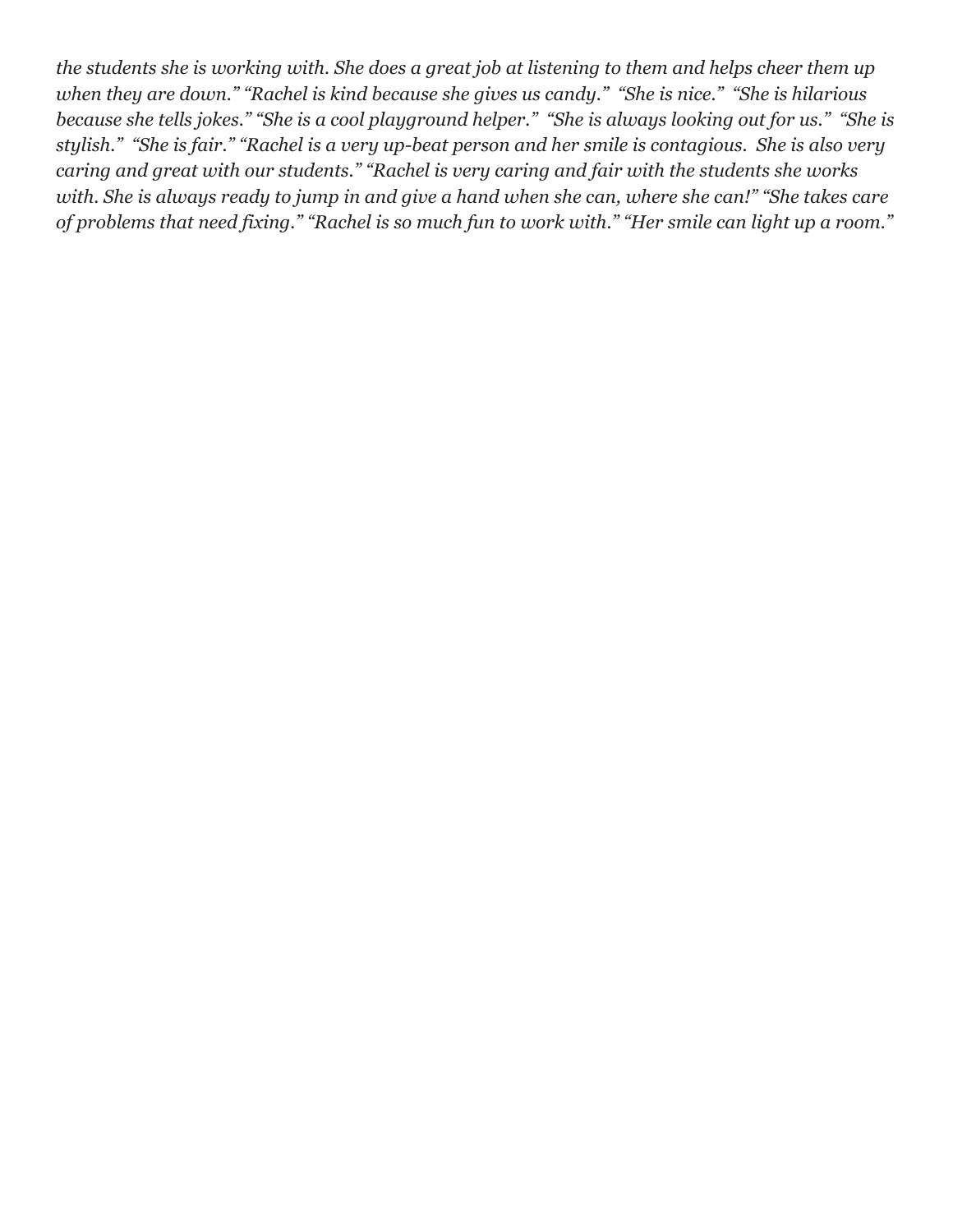*the students she is working with. She does a great job at listening to them and helps cheer them up when they are down." "Rachel is kind because she gives us candy." "She is nice." "She is hilarious because she tells jokes." "She is a cool playground helper." "She is always looking out for us." "She is stylish." "She is fair." "Rachel is a very up-beat person and her smile is contagious. She is also very caring and great with our students." "Rachel is very caring and fair with the students she works with. She is always ready to jump in and give a hand when she can, where she can!" "She takes care of problems that need fixing." "Rachel is so much fun to work with." "Her smile can light up a room."*